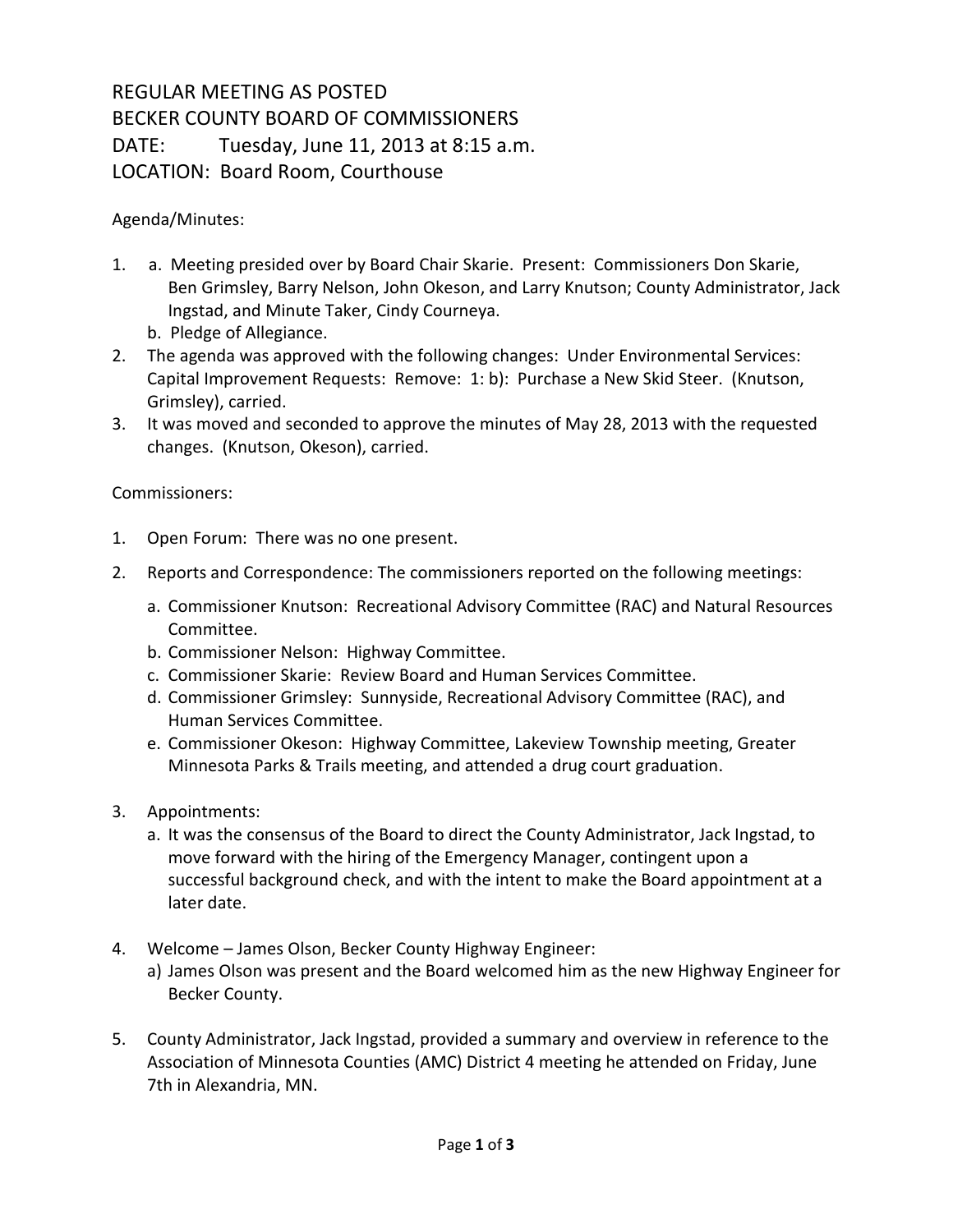# REGULAR MEETING AS POSTED
# BECKER COUNTY BOARD OF COMMISSIONERS
# DATE: Tuesday, June 11, 2013 at 8:15 a.m.
# LOCATION: Board Room, Courthouse

Agenda/Minutes:

1. a. Meeting presided over by Board Chair Skarie. Present: Commissioners Don Skarie, Ben Grimsley, Barry Nelson, John Okeson, and Larry Knutson; County Administrator, Jack Ingstad, and Minute Taker, Cindy Courneya.
   b. Pledge of Allegiance.
2. The agenda was approved with the following changes: Under Environmental Services: Capital Improvement Requests: Remove: 1: b): Purchase a New Skid Steer. (Knutson, Grimsley), carried.
3. It was moved and seconded to approve the minutes of May 28, 2013 with the requested changes. (Knutson, Okeson), carried.

Commissioners:

1. Open Forum: There was no one present.
2. Reports and Correspondence: The commissioners reported on the following meetings:
   a. Commissioner Knutson: Recreational Advisory Committee (RAC) and Natural Resources Committee.
   b. Commissioner Nelson: Highway Committee.
   c. Commissioner Skarie: Review Board and Human Services Committee.
   d. Commissioner Grimsley: Sunnyside, Recreational Advisory Committee (RAC), and Human Services Committee.
   e. Commissioner Okeson: Highway Committee, Lakeview Township meeting, Greater Minnesota Parks & Trails meeting, and attended a drug court graduation.
3. Appointments:
   a. It was the consensus of the Board to direct the County Administrator, Jack Ingstad, to move forward with the hiring of the Emergency Manager, contingent upon a successful background check, and with the intent to make the Board appointment at a later date.
4. Welcome – James Olson, Becker County Highway Engineer:
   a) James Olson was present and the Board welcomed him as the new Highway Engineer for Becker County.
5. County Administrator, Jack Ingstad, provided a summary and overview in reference to the Association of Minnesota Counties (AMC) District 4 meeting he attended on Friday, June 7th in Alexandria, MN.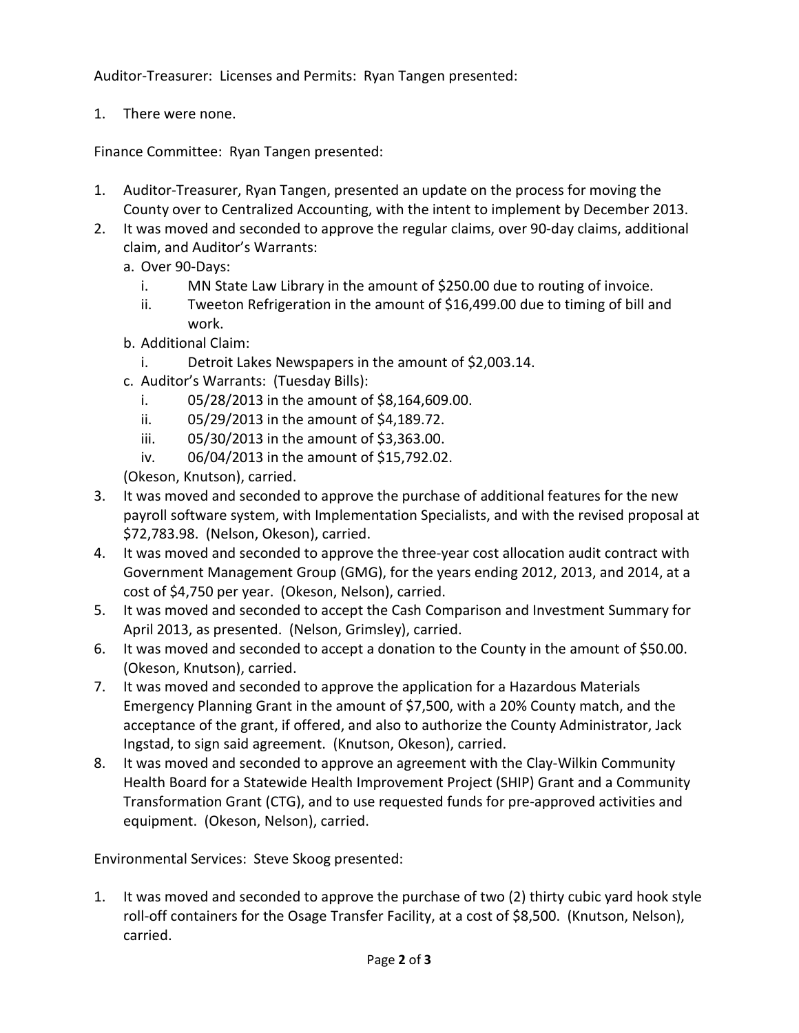Auditor-Treasurer: Licenses and Permits: Ryan Tangen presented:

1. There were none.

Finance Committee: Ryan Tangen presented:

1. Auditor-Treasurer, Ryan Tangen, presented an update on the process for moving the County over to Centralized Accounting, with the intent to implement by December 2013.
2. It was moved and seconded to approve the regular claims, over 90-day claims, additional claim, and Auditor's Warrants:
   a. Over 90-Days:
      i. MN State Law Library in the amount of $250.00 due to routing of invoice.
      ii. Tweeton Refrigeration in the amount of $16,499.00 due to timing of bill and work.
   b. Additional Claim:
      i. Detroit Lakes Newspapers in the amount of $2,003.14.
   c. Auditor's Warrants: (Tuesday Bills):
      i. 05/28/2013 in the amount of $8,164,609.00.
      ii. 05/29/2013 in the amount of $4,189.72.
      iii. 05/30/2013 in the amount of $3,363.00.
      iv. 06/04/2013 in the amount of $15,792.02.

   (Okeson, Knutson), carried.
3. It was moved and seconded to approve the purchase of additional features for the new payroll software system, with Implementation Specialists, and with the revised proposal at $72,783.98. (Nelson, Okeson), carried.
4. It was moved and seconded to approve the three-year cost allocation audit contract with Government Management Group (GMG), for the years ending 2012, 2013, and 2014, at a cost of $4,750 per year. (Okeson, Nelson), carried.
5. It was moved and seconded to accept the Cash Comparison and Investment Summary for April 2013, as presented. (Nelson, Grimsley), carried.
6. It was moved and seconded to accept a donation to the County in the amount of $50.00. (Okeson, Knutson), carried.
7. It was moved and seconded to approve the application for a Hazardous Materials Emergency Planning Grant in the amount of $7,500, with a 20% County match, and the acceptance of the grant, if offered, and also to authorize the County Administrator, Jack Ingstad, to sign said agreement. (Knutson, Okeson), carried.
8. It was moved and seconded to approve an agreement with the Clay-Wilkin Community Health Board for a Statewide Health Improvement Project (SHIP) Grant and a Community Transformation Grant (CTG), and to use requested funds for pre-approved activities and equipment. (Okeson, Nelson), carried.

Environmental Services: Steve Skoog presented:

1. It was moved and seconded to approve the purchase of two (2) thirty cubic yard hook style roll-off containers for the Osage Transfer Facility, at a cost of $8,500. (Knutson, Nelson), carried.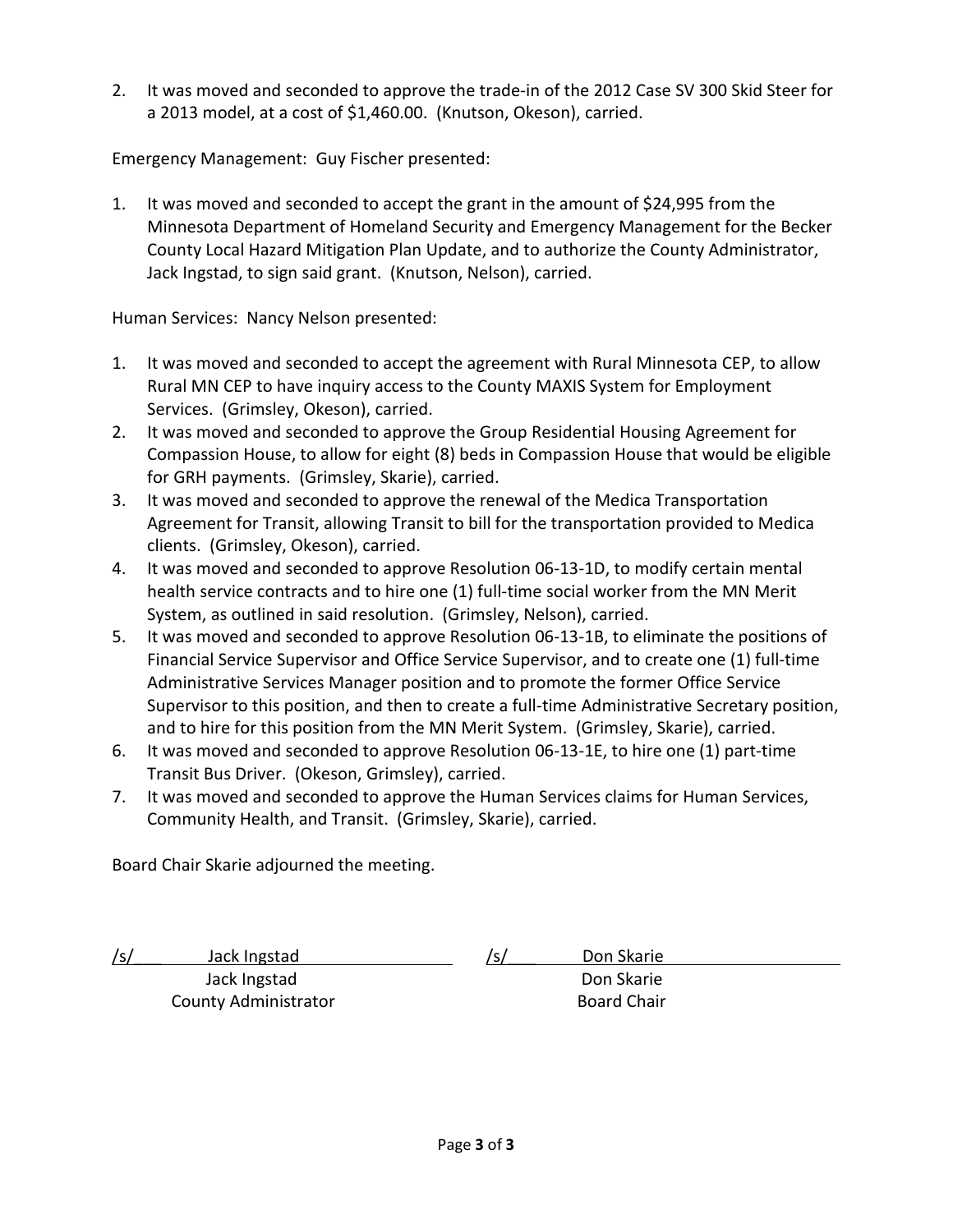2. It was moved and seconded to approve the trade-in of the 2012 Case SV 300 Skid Steer for a 2013 model, at a cost of $1,460.00. (Knutson, Okeson), carried.

Emergency Management: Guy Fischer presented:

1. It was moved and seconded to accept the grant in the amount of $24,995 from the Minnesota Department of Homeland Security and Emergency Management for the Becker County Local Hazard Mitigation Plan Update, and to authorize the County Administrator, Jack Ingstad, to sign said grant. (Knutson, Nelson), carried.

Human Services: Nancy Nelson presented:

1. It was moved and seconded to accept the agreement with Rural Minnesota CEP, to allow Rural MN CEP to have inquiry access to the County MAXIS System for Employment Services. (Grimsley, Okeson), carried.
2. It was moved and seconded to approve the Group Residential Housing Agreement for Compassion House, to allow for eight (8) beds in Compassion House that would be eligible for GRH payments. (Grimsley, Skarie), carried.
3. It was moved and seconded to approve the renewal of the Medica Transportation Agreement for Transit, allowing Transit to bill for the transportation provided to Medica clients. (Grimsley, Okeson), carried.
4. It was moved and seconded to approve Resolution 06-13-1D, to modify certain mental health service contracts and to hire one (1) full-time social worker from the MN Merit System, as outlined in said resolution. (Grimsley, Nelson), carried.
5. It was moved and seconded to approve Resolution 06-13-1B, to eliminate the positions of Financial Service Supervisor and Office Service Supervisor, and to create one (1) full-time Administrative Services Manager position and to promote the former Office Service Supervisor to this position, and then to create a full-time Administrative Secretary position, and to hire for this position from the MN Merit System. (Grimsley, Skarie), carried.
6. It was moved and seconded to approve Resolution 06-13-1E, to hire one (1) part-time Transit Bus Driver. (Okeson, Grimsley), carried.
7. It was moved and seconded to approve the Human Services claims for Human Services, Community Health, and Transit. (Grimsley, Skarie), carried.

Board Chair Skarie adjourned the meeting.

/s/___ Jack Ingstad
Jack Ingstad
County Administrator

/s/___ Don Skarie
Don Skarie
Board Chair